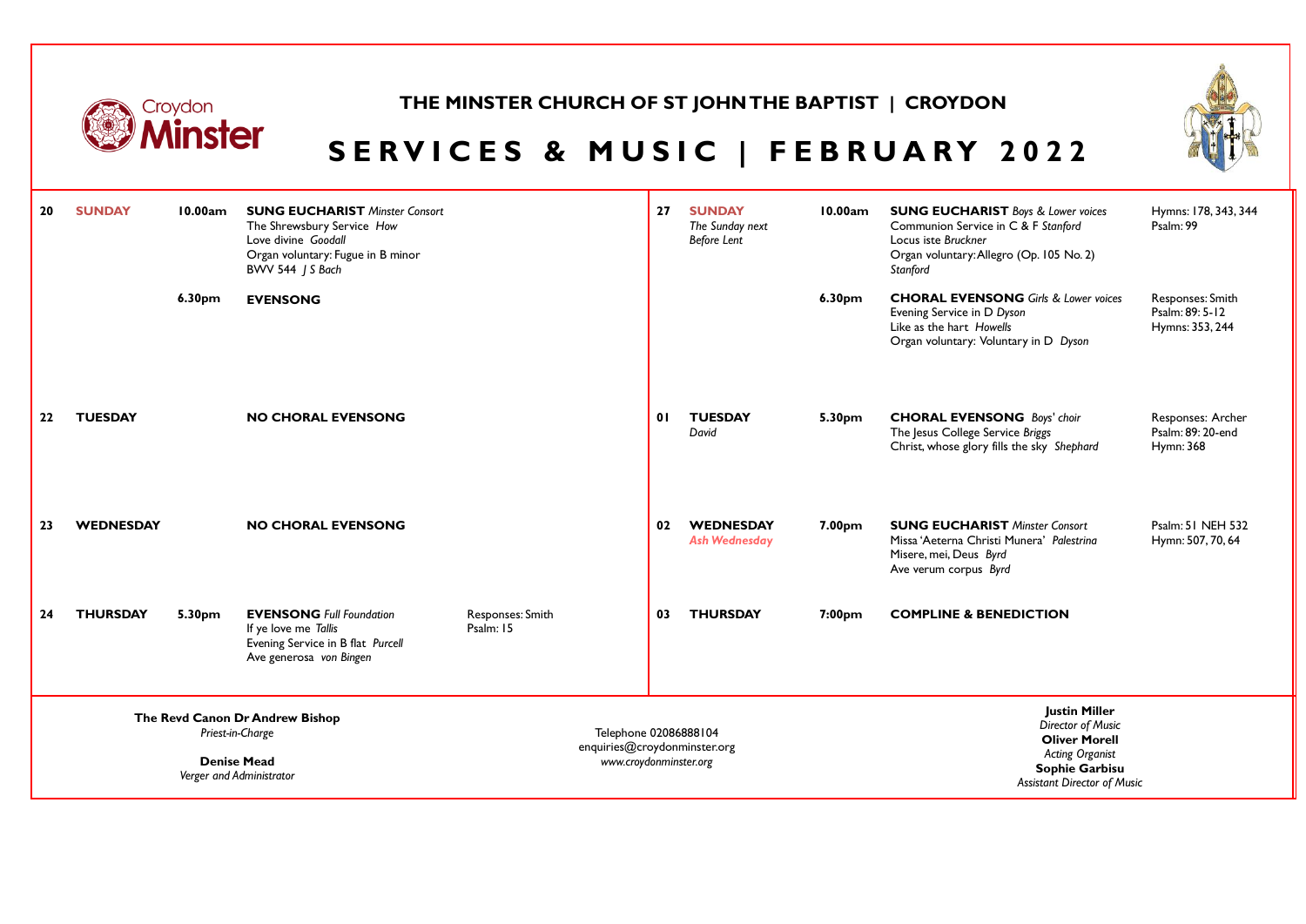Croydon **Minster**

# THE MINSTER CHURCH OF ST JOHN THE BAPTIST | CROYDON

## SERVICES & MUSIC | FEBRUARY 2022

| Date | Day | Time | Service | Details |
|---|---|---|---|---|
| 20 | **SUNDAY** | 10.00am | **SUNG EUCHARIST** *Minster Consort*<br>The Shrewsbury Service *How*<br>Love divine *Goodall*<br>Organ voluntary: Fugue in B minor BWV 544 *J S Bach* | |
| | | 6.30pm | **EVENSONG** | |
| 22 | **TUESDAY** | | **NO CHORAL EVENSONG** | |
| 23 | **WEDNESDAY** | | **NO CHORAL EVENSONG** | |
| 24 | **THURSDAY** | 5.30pm | **EVENSONG** *Full Foundation*<br>If ye love me *Tallis*<br>Evening Service in B flat *Purcell*<br>Ave generosa *von Bingen* | Responses: Smith<br>Psalm: 15 |
| 27 | **SUNDAY**<br>*The Sunday next Before Lent* | 10.00am | **SUNG EUCHARIST** *Boys & Lower voices*<br>Communion Service in C & F *Stanford*<br>Locus iste *Bruckner*<br>Organ voluntary: Allegro (Op. 105 No. 2) *Stanford* | Hymns: 178, 343, 344<br>Psalm: 99 |
| | | 6.30pm | **CHORAL EVENSONG** *Girls & Lower voices*<br>Evening Service in D *Dyson*<br>Like as the hart *Howells*<br>Organ voluntary: Voluntary in D *Dyson* | Responses: Smith<br>Psalm: 89: 5-12<br>Hymns: 353, 244 |
| 01 | **TUESDAY**<br>*David* | 5.30pm | **CHORAL EVENSONG** *Boys' choir*<br>The Jesus College Service *Briggs*<br>Christ, whose glory fills the sky *Shephard* | Responses: Archer<br>Psalm: 89: 20-end<br>Hymn: 368 |
| 02 | **WEDNESDAY**<br>*Ash Wednesday* | 7.00pm | **SUNG EUCHARIST** *Minster Consort*<br>Missa 'Aeterna Christi Munera' *Palestrina*<br>Misere, mei, Deus *Byrd*<br>Ave verum corpus *Byrd* | Psalm: 51 NEH 532<br>Hymn: 507, 70, 64 |
| 03 | **THURSDAY** | 7:00pm | **COMPLINE & BENEDICTION** | |

**The Revd Canon Dr Andrew Bishop**
*Priest-in-Charge*

**Denise Mead**
*Verger and Administrator*

Telephone 02086888104
enquiries@croydonminster.org
*www.croydonminster.org*

**Justin Miller**
*Director of Music*
**Oliver Morell**
*Acting Organist*
**Sophie Garbisu**
*Assistant Director of Music*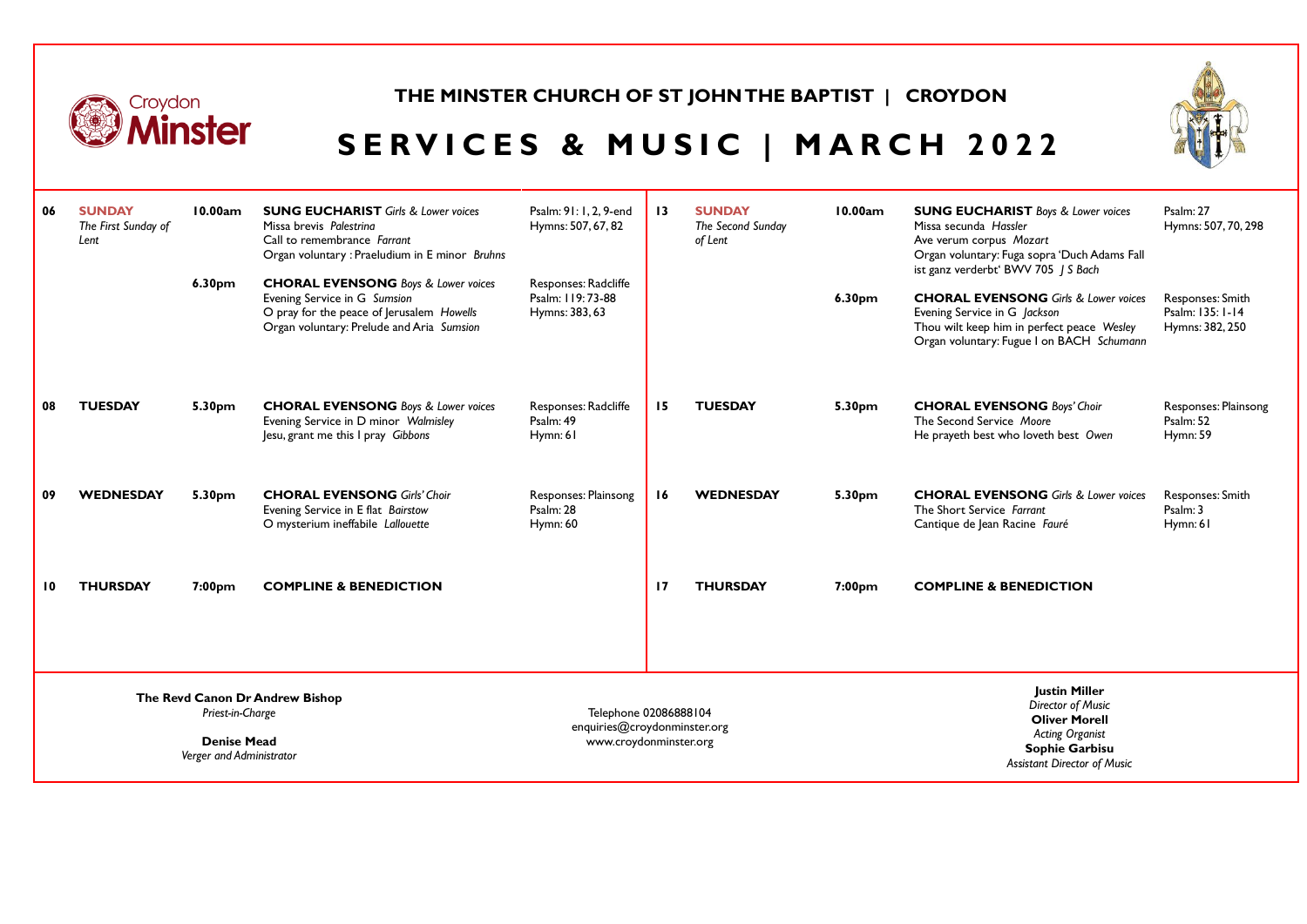# THE MINSTER CHURCH OF ST JOHN THE BAPTIST | CROYDON

## SERVICES & MUSIC | MARCH 2022

| | | | | |
|---|---|---|---|---|
| **06** | **SUNDAY** *The First Sunday of Lent* | **10.00am** | **SUNG EUCHARIST** *Girls & Lower voices*<br>Missa brevis *Palestrina*<br>Call to remembrance *Farrant*<br>Organ voluntary : Praeludium in E minor *Bruhns* | Psalm: 91: 1, 2, 9-end<br>Hymns: 507, 67, 82 |
| | | **6.30pm** | **CHORAL EVENSONG** *Boys & Lower voices*<br>Evening Service in G *Sumsion*<br>O pray for the peace of Jerusalem *Howells*<br>Organ voluntary: Prelude and Aria *Sumsion* | Responses: Radcliffe<br>Psalm: 119: 73-88<br>Hymns: 383, 63 |
| **08** | **TUESDAY** | **5.30pm** | **CHORAL EVENSONG** *Boys & Lower voices*<br>Evening Service in D minor *Walmisley*<br>Jesu, grant me this I pray *Gibbons* | Responses: Radcliffe<br>Psalm: 49<br>Hymn: 61 |
| **09** | **WEDNESDAY** | **5.30pm** | **CHORAL EVENSONG** *Girls' Choir*<br>Evening Service in E flat *Bairstow*<br>O mysterium ineffabile *Lallouette* | Responses: Plainsong<br>Psalm: 28<br>Hymn: 60 |
| **10** | **THURSDAY** | **7:00pm** | **COMPLINE & BENEDICTION** | |
| **13** | **SUNDAY** *The Second Sunday of Lent* | **10.00am** | **SUNG EUCHARIST** *Boys & Lower voices*<br>Missa secunda *Hassler*<br>Ave verum corpus *Mozart*<br>Organ voluntary: Fuga sopra 'Duch Adams Fall ist ganz verderbt' BWV 705 *J S Bach* | Psalm: 27<br>Hymns: 507, 70, 298 |
| | | **6.30pm** | **CHORAL EVENSONG** *Girls & Lower voices*<br>Evening Service in G *Jackson*<br>Thou wilt keep him in perfect peace *Wesley*<br>Organ voluntary: Fugue I on BACH *Schumann* | Responses: Smith<br>Psalm: 135: 1-14<br>Hymns: 382, 250 |
| **15** | **TUESDAY** | **5.30pm** | **CHORAL EVENSONG** *Boys' Choir*<br>The Second Service *Moore*<br>He prayeth best who loveth best *Owen* | Responses: Plainsong<br>Psalm: 52<br>Hymn: 59 |
| **16** | **WEDNESDAY** | **5.30pm** | **CHORAL EVENSONG** *Girls & Lower voices*<br>The Short Service *Farrant*<br>Cantique de Jean Racine *Fauré* | Responses: Smith<br>Psalm: 3<br>Hymn: 61 |
| **17** | **THURSDAY** | **7:00pm** | **COMPLINE & BENEDICTION** | |

**The Revd Canon Dr Andrew Bishop**
*Priest-in-Charge*

**Denise Mead**
*Verger and Administrator*

Telephone 02086888104
enquiries@croydonminster.org
www.croydonminster.org

**Justin Miller**
*Director of Music*
**Oliver Morell**
*Acting Organist*
**Sophie Garbisu**
*Assistant Director of Music*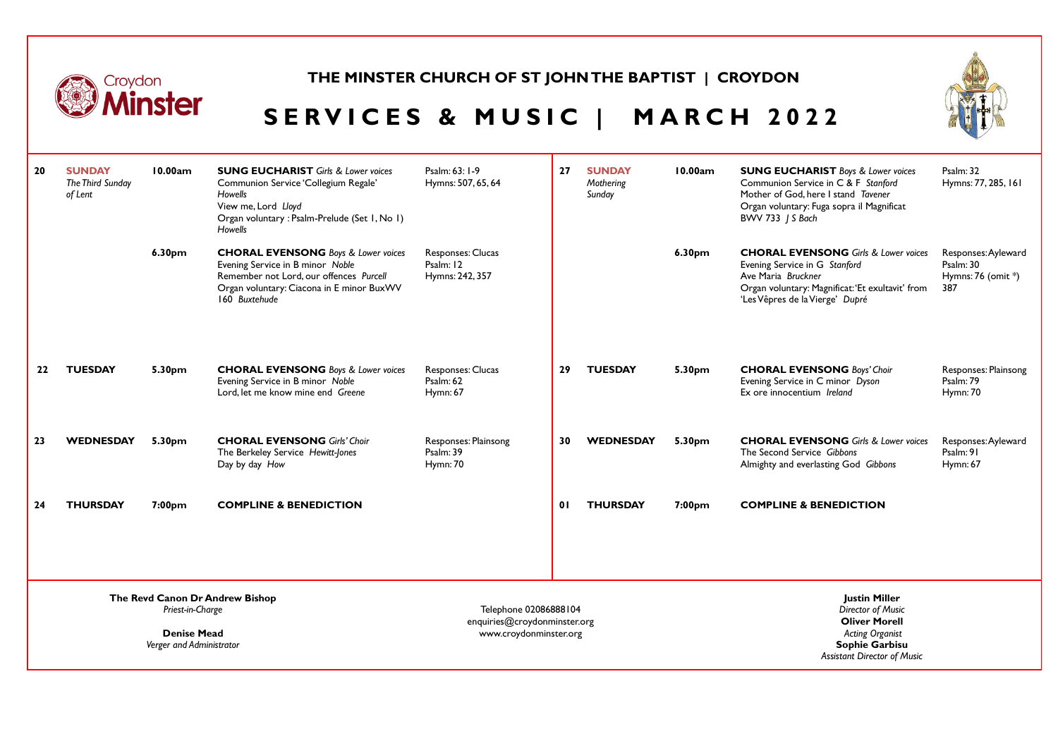# THE MINSTER CHURCH OF ST JOHN THE BAPTIST | CROYDON

## SERVICES & MUSIC | MARCH 2022

| Date | Day | Time | Service | Details |
|---|---|---|---|---|
| 20 | **SUNDAY** *The Third Sunday of Lent* | 10.00am | **SUNG EUCHARIST** *Girls & Lower voices*<br>Communion Service 'Collegium Regale' *Howells*<br>View me, Lord *Lloyd*<br>Organ voluntary : Psalm-Prelude (Set 1, No 1) *Howells* | Psalm: 63: 1-9<br>Hymns: 507, 65, 64 |
| | | 6.30pm | **CHORAL EVENSONG** *Boys & Lower voices*<br>Evening Service in B minor *Noble*<br>Remember not Lord, our offences *Purcell*<br>Organ voluntary: Ciacona in E minor BuxWV 160 *Buxtehude* | Responses: Clucas<br>Psalm: 12<br>Hymns: 242, 357 |
| 22 | **TUESDAY** | 5.30pm | **CHORAL EVENSONG** *Boys & Lower voices*<br>Evening Service in B minor *Noble*<br>Lord, let me know mine end *Greene* | Responses: Clucas<br>Psalm: 62<br>Hymn: 67 |
| 23 | **WEDNESDAY** | 5.30pm | **CHORAL EVENSONG** *Girls' Choir*<br>The Berkeley Service *Hewitt-Jones*<br>Day by day *How* | Responses: Plainsong<br>Psalm: 39<br>Hymn: 70 |
| 24 | **THURSDAY** | 7:00pm | **COMPLINE & BENEDICTION** | |
| 27 | **SUNDAY** *Mothering Sunday* | 10.00am | **SUNG EUCHARIST** *Boys & Lower voices*<br>Communion Service in C & F *Stanford*<br>Mother of God, here I stand *Tavener*<br>Organ voluntary: Fuga sopra il Magnificat BWV 733 *J S Bach* | Psalm: 32<br>Hymns: 77, 285, 161 |
| | | 6.30pm | **CHORAL EVENSONG** *Girls & Lower voices*<br>Evening Service in G *Stanford*<br>Ave Maria *Bruckner*<br>Organ voluntary: Magnificat: 'Et exultavit' from 'Les Vêpres de la Vierge' *Dupré* | Responses: Ayleward<br>Psalm: 30<br>Hymns: 76 (omit *) 387 |
| 29 | **TUESDAY** | 5.30pm | **CHORAL EVENSONG** *Boys' Choir*<br>Evening Service in C minor *Dyson*<br>Ex ore innocentium *Ireland* | Responses: Plainsong<br>Psalm: 79<br>Hymn: 70 |
| 30 | **WEDNESDAY** | 5.30pm | **CHORAL EVENSONG** *Girls & Lower voices*<br>The Second Service *Gibbons*<br>Almighty and everlasting God *Gibbons* | Responses: Ayleward<br>Psalm: 91<br>Hymn: 67 |
| 01 | **THURSDAY** | 7:00pm | **COMPLINE & BENEDICTION** | |

**The Revd Canon Dr Andrew Bishop**
*Priest-in-Charge*

**Denise Mead**
*Verger and Administrator*

Telephone 02086888104
enquiries@croydonminster.org
www.croydonminster.org

**Justin Miller**
*Director of Music*
**Oliver Morell**
*Acting Organist*
**Sophie Garbisu**
*Assistant Director of Music*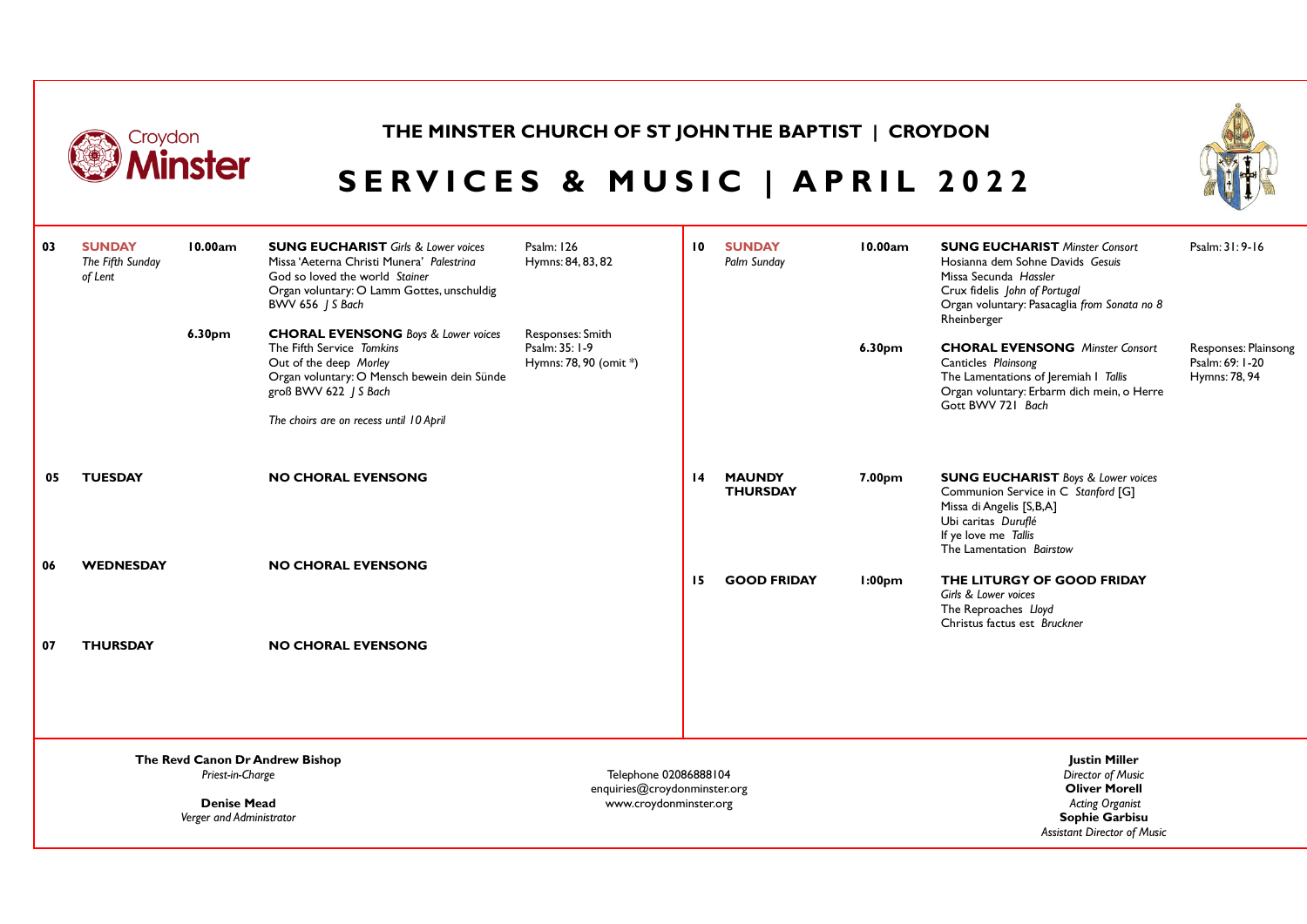Croydon **Minster**

# THE MINSTER CHURCH OF ST JOHN THE BAPTIST | CROYDON

## SERVICES & MUSIC | APRIL 2022

| Date | Day | Time | Service & Music | Psalm / Hymns |
|---|---|---|---|---|
| 03 | **SUNDAY** *The Fifth Sunday of Lent* | 10.00am | **SUNG EUCHARIST** *Girls & Lower voices*<br>Missa 'Aeterna Christi Munera' *Palestrina*<br>God so loved the world *Stainer*<br>Organ voluntary: O Lamm Gottes, unschuldig BWV 656 *J S Bach* | Psalm: 126<br>Hymns: 84, 83, 82 |
| | | 6.30pm | **CHORAL EVENSONG** *Boys & Lower voices*<br>The Fifth Service *Tomkins*<br>Out of the deep *Morley*<br>Organ voluntary: O Mensch bewein dein Sünde groß BWV 622 *J S Bach*<br>*The choirs are on recess until 10 April* | Responses: Smith<br>Psalm: 35: 1-9<br>Hymns: 78, 90 (omit *) |
| 05 | **TUESDAY** | | **NO CHORAL EVENSONG** | |
| 06 | **WEDNESDAY** | | **NO CHORAL EVENSONG** | |
| 07 | **THURSDAY** | | **NO CHORAL EVENSONG** | |
| 10 | **SUNDAY** *Palm Sunday* | 10.00am | **SUNG EUCHARIST** *Minster Consort*<br>Hosianna dem Sohne Davids *Gesuis*<br>Missa Secunda *Hassler*<br>Crux fidelis *John of Portugal*<br>Organ voluntary: Pasacaglia *from Sonata no 8* Rheinberger | Psalm: 31: 9-16 |
| | | 6.30pm | **CHORAL EVENSONG** *Minster Consort*<br>Canticles *Plainsong*<br>The Lamentations of Jeremiah I *Tallis*<br>Organ voluntary: Erbarm dich mein, o Herre Gott BWV 721 *Bach* | Responses: Plainsong<br>Psalm: 69: 1-20<br>Hymns: 78, 94 |
| 14 | **MAUNDY THURSDAY** | 7.00pm | **SUNG EUCHARIST** *Boys & Lower voices*<br>Communion Service in C *Stanford* [G]<br>Missa di Angelis [S,B,A]<br>Ubi caritas *Duruflé*<br>If ye love me *Tallis*<br>The Lamentation *Bairstow* | |
| 15 | **GOOD FRIDAY** | 1:00pm | **THE LITURGY OF GOOD FRIDAY**<br>*Girls & Lower voices*<br>The Reproaches *Lloyd*<br>Christus factus est *Bruckner* | |

**The Revd Canon Dr Andrew Bishop**
*Priest-in-Charge*

**Denise Mead**
*Verger and Administrator*

Telephone 02086888104
enquiries@croydonminster.org
www.croydonminster.org

**Justin Miller**
*Director of Music*
**Oliver Morell**
*Acting Organist*
**Sophie Garbisu**
*Assistant Director of Music*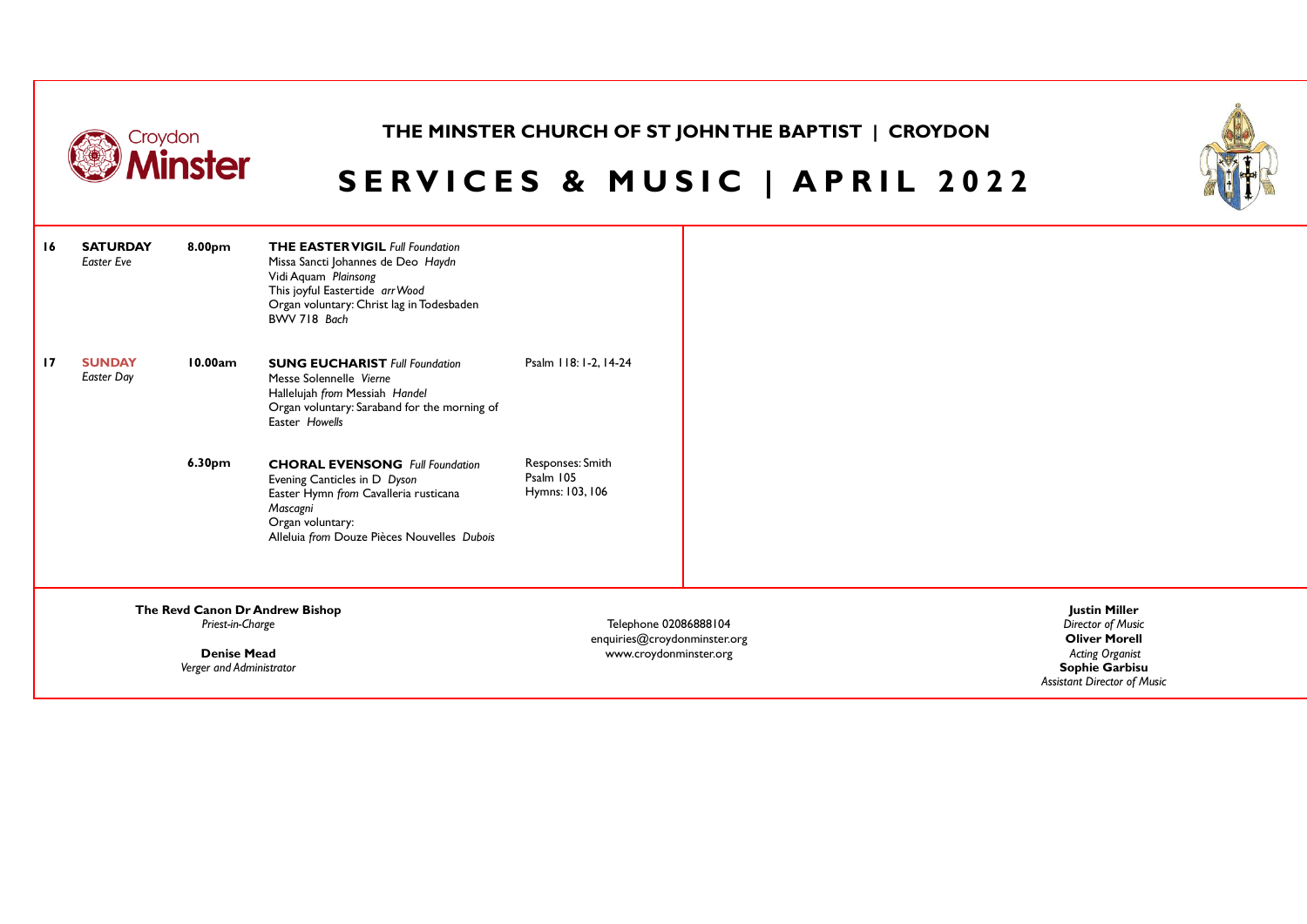Croydon **Minster**

## THE MINSTER CHURCH OF ST JOHN THE BAPTIST | CROYDON

# SERVICES & MUSIC | APRIL 2022

| | | | | |
|---|---|---|---|---|
| **16** | **SATURDAY** *Easter Eve* | **8.00pm** | **THE EASTER VIGIL** *Full Foundation*<br>Missa Sancti Johannes de Deo *Haydn*<br>Vidi Aquam *Plainsong*<br>This joyful Eastertide *arr Wood*<br>Organ voluntary: Christ lag in Todesbaden BWV 718 *Bach* | |
| **17** | **SUNDAY** *Easter Day* | **10.00am** | **SUNG EUCHARIST** *Full Foundation*<br>Messe Solennelle *Vierne*<br>Hallelujah *from* Messiah *Handel*<br>Organ voluntary: Saraband for the morning of Easter *Howells* | Psalm 118: 1-2, 14-24 |
| | | **6.30pm** | **CHORAL EVENSONG** *Full Foundation*<br>Evening Canticles in D *Dyson*<br>Easter Hymn *from* Cavalleria rusticana *Mascagni*<br>Organ voluntary:<br>Alleluia *from* Douze Pièces Nouvelles *Dubois* | Responses: Smith<br>Psalm 105<br>Hymns: 103, 106 |

**The Revd Canon Dr Andrew Bishop**
*Priest-in-Charge*

**Denise Mead**
*Verger and Administrator*

Telephone 02086888104
enquiries@croydonminster.org
www.croydonminster.org

**Justin Miller**
*Director of Music*
**Oliver Morell**
*Acting Organist*
**Sophie Garbisu**
*Assistant Director of Music*